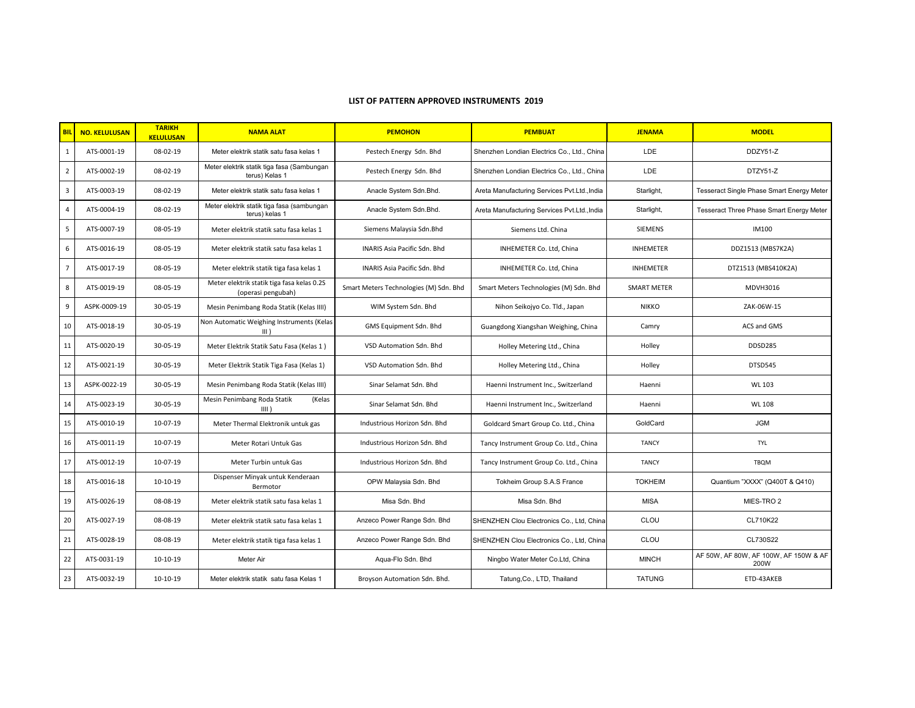## LIST OF PATTERN APPROVED INSTRUMENTS 2019

| BIL | NO. KELULUSAN | TARIKH KELULUSAN | NAMA ALAT | PEMOHON | PEMBUAT | JENAMA | MODEL |
|---|---|---|---|---|---|---|---|
| 1 | ATS-0001-19 | 08-02-19 | Meter elektrik statik satu fasa kelas 1 | Pestech Energy Sdn. Bhd | Shenzhen Londian Electrics Co., Ltd., China | LDE | DDZY51-Z |
| 2 | ATS-0002-19 | 08-02-19 | Meter elektrik statik tiga fasa (Sambungan terus) Kelas 1 | Pestech Energy Sdn. Bhd | Shenzhen Londian Electrics Co., Ltd., China | LDE | DTZY51-Z |
| 3 | ATS-0003-19 | 08-02-19 | Meter elektrik statik satu fasa kelas 1 | Anacle System Sdn.Bhd. | Areta Manufacturing Services Pvt.Ltd.,India | Starlight, | Tesseract Single Phase Smart Energy Meter |
| 4 | ATS-0004-19 | 08-02-19 | Meter elektrik statik tiga fasa (sambungan terus) kelas 1 | Anacle System Sdn.Bhd. | Areta Manufacturing Services Pvt.Ltd.,India | Starlight, | Tesseract Three Phase Smart Energy Meter |
| 5 | ATS-0007-19 | 08-05-19 | Meter elektrik statik satu fasa kelas 1 | Siemens Malaysia Sdn.Bhd | Siemens Ltd. China | SIEMENS | IM100 |
| 6 | ATS-0016-19 | 08-05-19 | Meter elektrik statik satu fasa kelas 1 | INARIS Asia Pacific Sdn. Bhd | INHEMETER Co. Ltd, China | INHEMETER | DDZ1513 (MBS7K2A) |
| 7 | ATS-0017-19 | 08-05-19 | Meter elektrik statik tiga fasa kelas 1 | INARIS Asia Pacific Sdn. Bhd | INHEMETER Co. Ltd, China | INHEMETER | DTZ1513 (MBS410K2A) |
| 8 | ATS-0019-19 | 08-05-19 | Meter elektrik statik tiga fasa kelas 0.2S (operasi pengubah) | Smart Meters Technologies (M) Sdn. Bhd | Smart Meters Technologies (M) Sdn. Bhd | SMART METER | MDVH3016 |
| 9 | ASPK-0009-19 | 30-05-19 | Mesin Penimbang Roda Statik (Kelas IIII) | WIM System Sdn. Bhd | Nihon Seikojyo Co. Tld., Japan | NIKKO | ZAK-06W-15 |
| 10 | ATS-0018-19 | 30-05-19 | Non Automatic Weighing Instruments (Kelas III ) | GMS Equipment Sdn. Bhd | Guangdong Xiangshan Weighing, China | Camry | ACS and GMS |
| 11 | ATS-0020-19 | 30-05-19 | Meter Elektrik Statik Satu Fasa (Kelas 1 ) | VSD Automation Sdn. Bhd | Holley Metering Ltd., China | Holley | DDSD285 |
| 12 | ATS-0021-19 | 30-05-19 | Meter Elektrik Statik Tiga Fasa (Kelas 1) | VSD Automation Sdn. Bhd | Holley Metering Ltd., China | Holley | DTSD545 |
| 13 | ASPK-0022-19 | 30-05-19 | Mesin Penimbang Roda Statik (Kelas IIII) | Sinar Selamat Sdn. Bhd | Haenni Instrument Inc., Switzerland | Haenni | WL 103 |
| 14 | ATS-0023-19 | 30-05-19 | Mesin Penimbang Roda Statik (Kelas IIII ) | Sinar Selamat Sdn. Bhd | Haenni Instrument Inc., Switzerland | Haenni | WL 108 |
| 15 | ATS-0010-19 | 10-07-19 | Meter Thermal Elektronik untuk gas | Industrious Horizon Sdn. Bhd | Goldcard Smart Group Co. Ltd., China | GoldCard | JGM |
| 16 | ATS-0011-19 | 10-07-19 | Meter Rotari Untuk Gas | Industrious Horizon Sdn. Bhd | Tancy Instrument Group Co. Ltd., China | TANCY | TYL |
| 17 | ATS-0012-19 | 10-07-19 | Meter Turbin untuk Gas | Industrious Horizon Sdn. Bhd | Tancy Instrument Group Co. Ltd., China | TANCY | TBQM |
| 18 | ATS-0016-18 | 10-10-19 | Dispenser Minyak untuk Kenderaan Bermotor | OPW Malaysia Sdn. Bhd | Tokheim Group S.A.S France | TOKHEIM | Quantium "XXXX" (Q400T & Q410) |
| 19 | ATS-0026-19 | 08-08-19 | Meter elektrik statik satu fasa kelas 1 | Misa Sdn. Bhd | Misa Sdn. Bhd | MISA | MIES-TRO 2 |
| 20 | ATS-0027-19 | 08-08-19 | Meter elektrik statik satu fasa kelas 1 | Anzeco Power Range Sdn. Bhd | SHENZHEN Clou Electronics Co., Ltd, China | CLOU | CL710K22 |
| 21 | ATS-0028-19 | 08-08-19 | Meter elektrik statik tiga fasa kelas 1 | Anzeco Power Range Sdn. Bhd | SHENZHEN Clou Electronics Co., Ltd, China | CLOU | CL730S22 |
| 22 | ATS-0031-19 | 10-10-19 | Meter Air | Aqua-Flo Sdn. Bhd | Ningbo Water Meter Co.Ltd, China | MINCH | AF 50W, AF 80W, AF 100W, AF 150W & AF 200W |
| 23 | ATS-0032-19 | 10-10-19 | Meter elektrik statik satu fasa Kelas 1 | Broyson Automation Sdn. Bhd. | Tatung,Co., LTD, Thailand | TATUNG | ETD-43AKEB |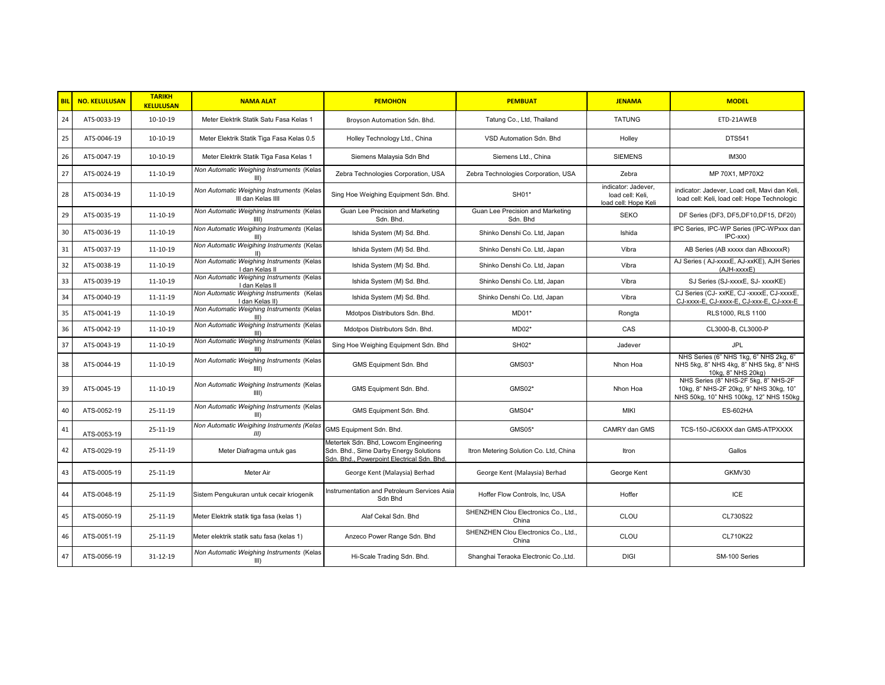| BIL | NO. KELULUSAN | TARIKH KELULUSAN | NAMA ALAT | PEMOHON | PEMBUAT | JENAMA | MODEL |
|---|---|---|---|---|---|---|---|
| 24 | ATS-0033-19 | 10-10-19 | Meter Elektrik Statik Satu Fasa Kelas 1 | Broyson Automation Sdn. Bhd. | Tatung Co., Ltd, Thailand | TATUNG | ETD-21AWEB |
| 25 | ATS-0046-19 | 10-10-19 | Meter Elektrik Statik Tiga Fasa Kelas 0.5 | Holley Technology Ltd., China | VSD Automation Sdn. Bhd | Holley | DTS541 |
| 26 | ATS-0047-19 | 10-10-19 | Meter Elektrik Statik Tiga Fasa Kelas 1 | Siemens Malaysia Sdn Bhd | Siemens Ltd., China | SIEMENS | IM300 |
| 27 | ATS-0024-19 | 11-10-19 | *Non Automatic Weighing Instruments* (Kelas III) | Zebra Technologies Corporation, USA | Zebra Technologies Corporation, USA | Zebra | MP 70X1, MP70X2 |
| 28 | ATS-0034-19 | 11-10-19 | *Non Automatic Weighing Instruments* (Kelas III dan Kelas IIII | Sing Hoe Weighing Equipment Sdn. Bhd. | SH01* | indicator: Jadever, load cell: Keli, load cell: Hope Keli | indicator: Jadever, Load cell, Mavi dan Keli, load cell: Keli, load cell: Hope Technologic |
| 29 | ATS-0035-19 | 11-10-19 | *Non Automatic Weighing Instruments* (Kelas IIII) | Guan Lee Precision and Marketing Sdn. Bhd. | Guan Lee Precision and Marketing Sdn. Bhd | SEKO | DF Series (DF3, DF5,DF10,DF15, DF20) |
| 30 | ATS-0036-19 | 11-10-19 | *Non Automatic Weigihing Instruments* (Kelas III) | Ishida System (M) Sd. Bhd. | Shinko Denshi Co. Ltd, Japan | Ishida | IPC Series, IPC-WP Series (IPC-WPxxx dan IPC-xxx) |
| 31 | ATS-0037-19 | 11-10-19 | *Non Automatic Weighing Instruments* (Kelas II) | Ishida System (M) Sd. Bhd. | Shinko Denshi Co. Ltd, Japan | Vibra | AB Series (AB xxxxx dan ABxxxxxR) |
| 32 | ATS-0038-19 | 11-10-19 | *Non Automatic Weighing Instruments* (Kelas I dan Kelas II | Ishida System (M) Sd. Bhd. | Shinko Denshi Co. Ltd, Japan | Vibra | AJ Series ( AJ-xxxxE, AJ-xxKE), AJH Series (AJH-xxxxE) |
| 33 | ATS-0039-19 | 11-10-19 | *Non Automatic Weighing Instruments* (Kelas I dan Kelas II | Ishida System (M) Sd. Bhd. | Shinko Denshi Co. Ltd, Japan | Vibra | SJ Series (SJ-xxxxE, SJ- xxxxKE) |
| 34 | ATS-0040-19 | 11-11-19 | *Non Automatic Weighing Instruments* (Kelas I dan Kelas II) | Ishida System (M) Sd. Bhd. | Shinko Denshi Co. Ltd, Japan | Vibra | CJ Series (CJ- xxKE, CJ -xxxxE, CJ-xxxxE, CJ-xxxx-E, CJ-xxxx-E, CJ-xxx-E, CJ-xxx-E |
| 35 | ATS-0041-19 | 11-10-19 | *Non Automatic Weighing Instruments* (Kelas III) | Mdotpos Distributors Sdn. Bhd. | MD01* | Rongta | RLS1000, RLS 1100 |
| 36 | ATS-0042-19 | 11-10-19 | *Non Automatic Weighing Instruments* (Kelas III) | Mdotpos Distributors Sdn. Bhd. | MD02* | CAS | CL3000-B, CL3000-P |
| 37 | ATS-0043-19 | 11-10-19 | *Non Automatic Weighing Instruments* (Kelas III) | Sing Hoe Weighing Equipment Sdn. Bhd | SH02* | Jadever | JPL |
| 38 | ATS-0044-19 | 11-10-19 | *Non Automatic Weighing Instruments* (Kelas IIII) | GMS Equipment Sdn. Bhd | GMS03* | Nhon Hoa | NHS Series (6" NHS 1kg, 6" NHS 2kg, 6" NHS 5kg, 8" NHS 4kg, 8" NHS 5kg, 8" NHS 10kg, 8" NHS 20kg) |
| 39 | ATS-0045-19 | 11-10-19 | *Non Automatic Weighing Instruments* (Kelas IIII) | GMS Equipment Sdn. Bhd. | GMS02* | Nhon Hoa | NHS Series (8" NHS-2F 5kg, 8" NHS-2F 10kg, 8" NHS-2F 20kg, 9" NHS 30kg, 10" NHS 50kg, 10" NHS 100kg, 12" NHS 150kg |
| 40 | ATS-0052-19 | 25-11-19 | *Non Automatic Weighing Instruments* (Kelas III) | GMS Equipment Sdn. Bhd. | GMS04* | MIKI | ES-602HA |
| 41 | ATS-0053-19 | 25-11-19 | *Non Automatic Weigihing Instruments (Kelas III)* | GMS Equipment Sdn. Bhd. | GMS05* | CAMRY dan GMS | TCS-150-JC6XXX dan GMS-ATPXXXX |
| 42 | ATS-0029-19 | 25-11-19 | Meter Diafragma untuk gas | Metertek Sdn. Bhd, Lowcom Engineering Sdn. Bhd., Sime Darby Energy Solutions Sdn. Bhd., Powerpoint Electrical Sdn. Bhd. | Itron Metering Solution Co. Ltd, China | Itron | Gallos |
| 43 | ATS-0005-19 | 25-11-19 | Meter Air | George Kent (Malaysia) Berhad | George Kent (Malaysia) Berhad | George Kent | GKMV30 |
| 44 | ATS-0048-19 | 25-11-19 | Sistem Pengukuran untuk cecair kriogenik | Instrumentation and Petroleum Services Asia Sdn Bhd | Hoffer Flow Controls, Inc, USA | Hoffer | ICE |
| 45 | ATS-0050-19 | 25-11-19 | Meter Elektrik statik tiga fasa (kelas 1) | Alaf Cekal Sdn. Bhd | SHENZHEN Clou Electronics Co., Ltd., China | CLOU | CL730S22 |
| 46 | ATS-0051-19 | 25-11-19 | Meter elektrik statik satu fasa (kelas 1) | Anzeco Power Range Sdn. Bhd | SHENZHEN Clou Electronics Co., Ltd., China | CLOU | CL710K22 |
| 47 | ATS-0056-19 | 31-12-19 | *Non Automatic Weighing Instruments* (Kelas III) | Hi-Scale Trading Sdn. Bhd. | Shanghai Teraoka Electronic Co.,Ltd. | DIGI | SM-100 Series |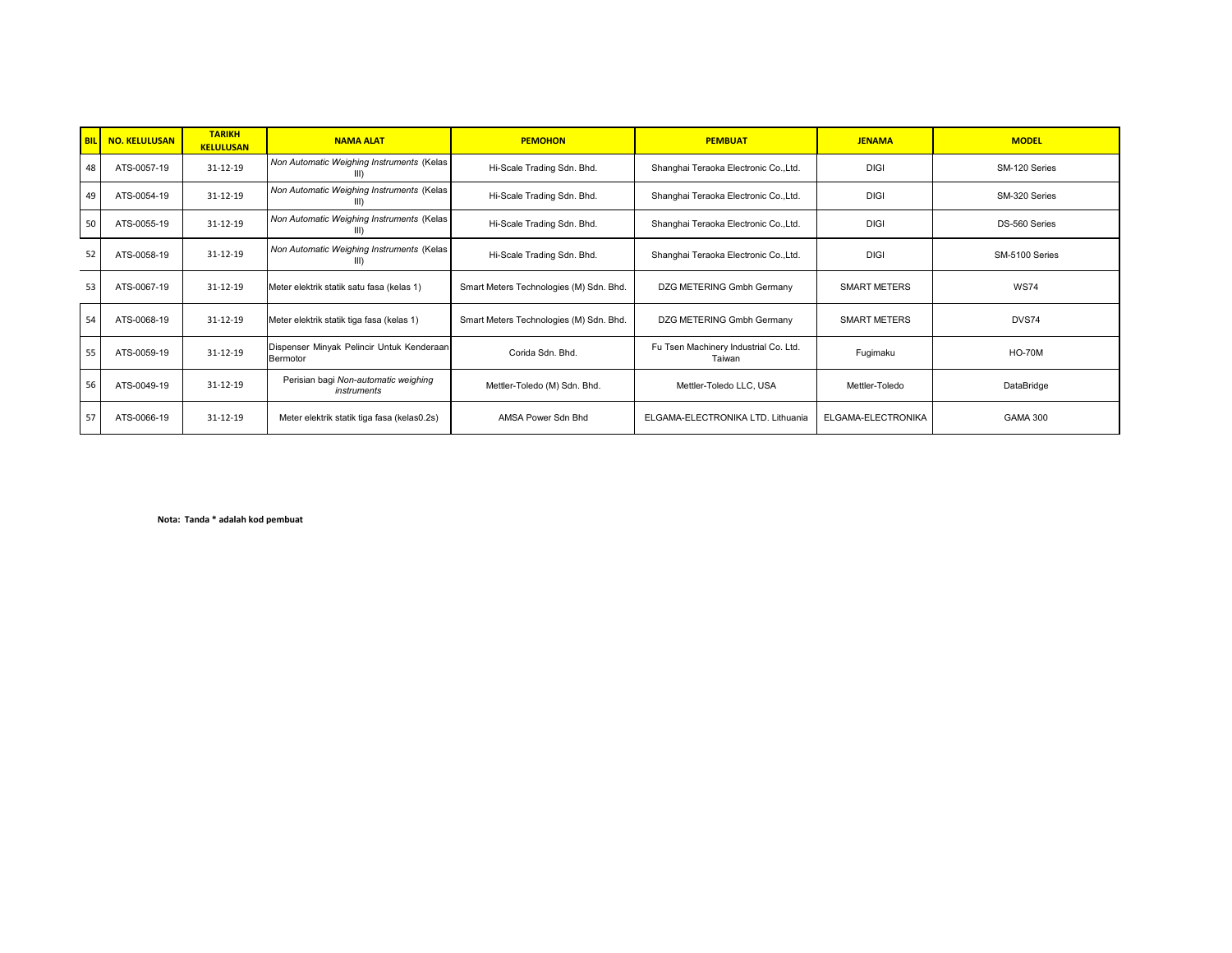| BIL | NO. KELULUSAN | TARIKH KELULUSAN | NAMA ALAT | PEMOHON | PEMBUAT | JENAMA | MODEL |
|---|---|---|---|---|---|---|---|
| 48 | ATS-0057-19 | 31-12-19 | *Non Automatic Weighing Instruments* (Kelas III) | Hi-Scale Trading Sdn. Bhd. | Shanghai Teraoka Electronic Co.,Ltd. | DIGI | SM-120 Series |
| 49 | ATS-0054-19 | 31-12-19 | *Non Automatic Weighing Instruments* (Kelas III) | Hi-Scale Trading Sdn. Bhd. | Shanghai Teraoka Electronic Co.,Ltd. | DIGI | SM-320 Series |
| 50 | ATS-0055-19 | 31-12-19 | *Non Automatic Weighing Instruments* (Kelas III) | Hi-Scale Trading Sdn. Bhd. | Shanghai Teraoka Electronic Co.,Ltd. | DIGI | DS-560 Series |
| 52 | ATS-0058-19 | 31-12-19 | *Non Automatic Weighing Instruments* (Kelas III) | Hi-Scale Trading Sdn. Bhd. | Shanghai Teraoka Electronic Co.,Ltd. | DIGI | SM-5100 Series |
| 53 | ATS-0067-19 | 31-12-19 | Meter elektrik statik satu fasa (kelas 1) | Smart Meters Technologies (M) Sdn. Bhd. | DZG METERING Gmbh Germany | SMART METERS | WS74 |
| 54 | ATS-0068-19 | 31-12-19 | Meter elektrik statik tiga fasa (kelas 1) | Smart Meters Technologies (M) Sdn. Bhd. | DZG METERING Gmbh Germany | SMART METERS | DVS74 |
| 55 | ATS-0059-19 | 31-12-19 | Dispenser Minyak Pelincir Untuk Kenderaan Bermotor | Corida Sdn. Bhd. | Fu Tsen Machinery Industrial Co. Ltd. Taiwan | Fugimaku | HO-70M |
| 56 | ATS-0049-19 | 31-12-19 | Perisian bagi *Non-automatic weighing instruments* | Mettler-Toledo (M) Sdn. Bhd. | Mettler-Toledo LLC, USA | Mettler-Toledo | DataBridge |
| 57 | ATS-0066-19 | 31-12-19 | Meter elektrik statik tiga fasa (kelas0.2s) | AMSA Power Sdn Bhd | ELGAMA-ELECTRONIKA LTD. Lithuania | ELGAMA-ELECTRONIKA | GAMA 300 |

**Nota: Tanda * adalah kod pembuat**